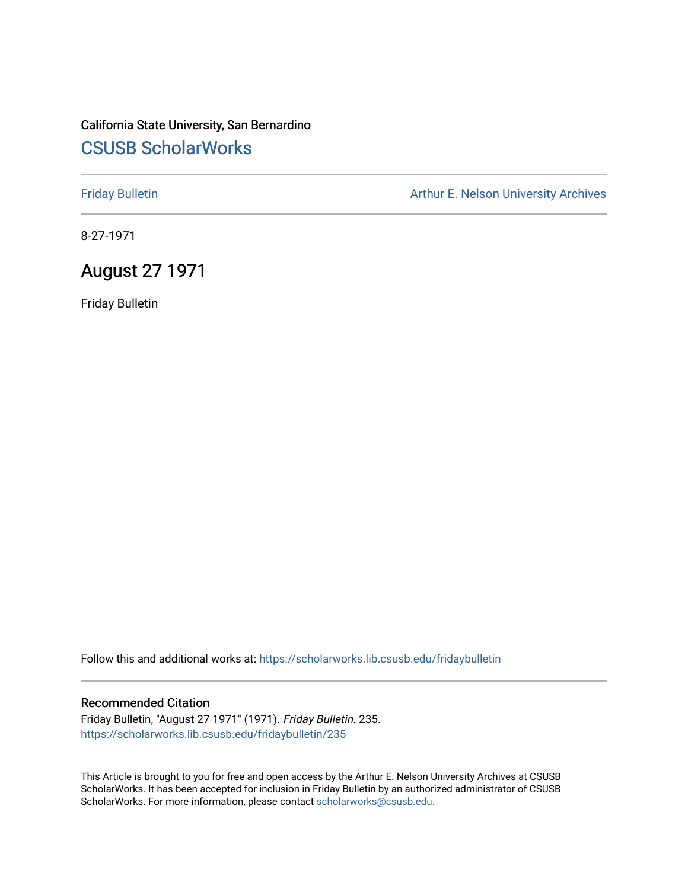California State University, San Bernardino

# CSUSB ScholarWorks

Friday Bulletin

Arthur E. Nelson University Archives

8-27-1971

## August 27 1971

Friday Bulletin

Follow this and additional works at: https://scholarworks.lib.csusb.edu/fridaybulletin

### Recommended Citation

Friday Bulletin, "August 27 1971" (1971). *Friday Bulletin*. 235.
https://scholarworks.lib.csusb.edu/fridaybulletin/235

This Article is brought to you for free and open access by the Arthur E. Nelson University Archives at CSUSB ScholarWorks. It has been accepted for inclusion in Friday Bulletin by an authorized administrator of CSUSB ScholarWorks. For more information, please contact scholarworks@csusb.edu.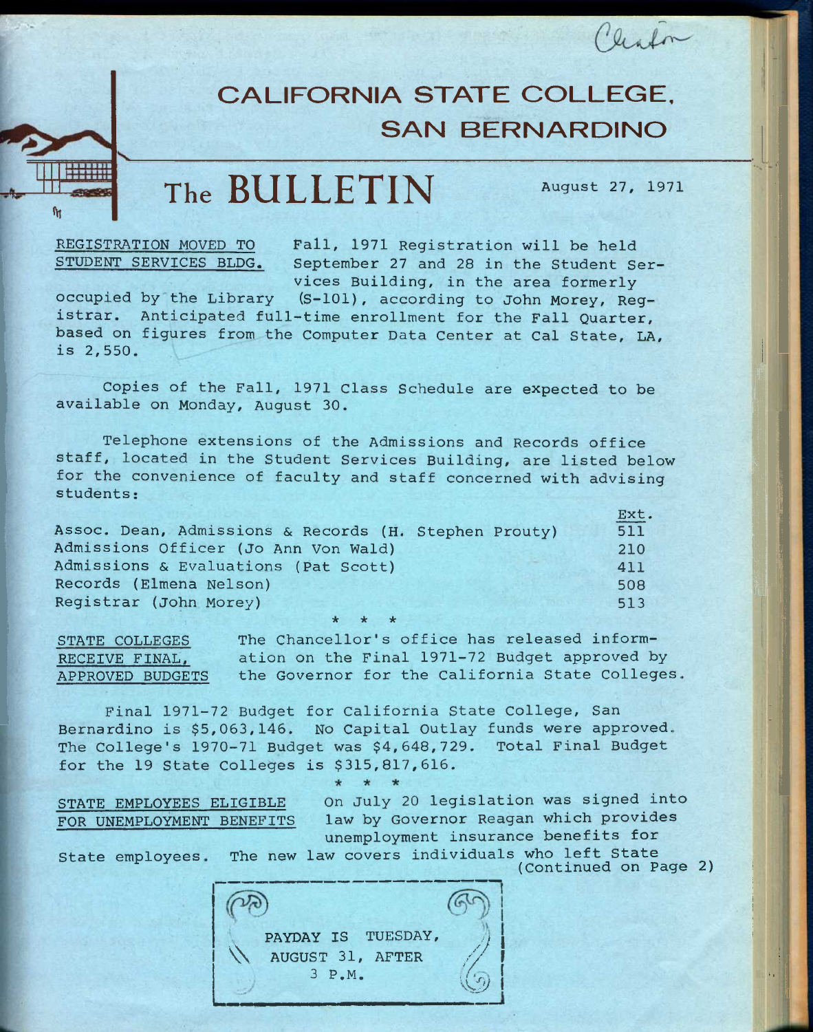# CALIFORNIA STATE COLLEGE, SAN BERNARDINO

## The BULLETIN

August 27, 1971

**REGISTRATION MOVED TO STUDENT SERVICES BLDG.**

Fall, 1971 Registration will be held September 27 and 28 in the Student Services Building, in the area formerly occupied by the Library (S-101), according to John Morey, Registrar. Anticipated full-time enrollment for the Fall Quarter, based on figures from the Computer Data Center at Cal State, LA, is 2,550.

Copies of the Fall, 1971 Class Schedule are expected to be available on Monday, August 30.

Telephone extensions of the Admissions and Records office staff, located in the Student Services Building, are listed below for the convenience of faculty and staff concerned with advising students:

| | Ext. |
|---|---|
| Assoc. Dean, Admissions & Records (H. Stephen Prouty) | 511 |
| Admissions Officer (Jo Ann Von Wald) | 210 |
| Admissions & Evaluations (Pat Scott) | 411 |
| Records (Elmena Nelson) | 508 |
| Registrar (John Morey) | 513 |

\* \* \*

**STATE COLLEGES RECEIVE FINAL, APPROVED BUDGETS**

The Chancellor's office has released information on the Final 1971-72 Budget approved by the Governor for the California State Colleges.

Final 1971-72 Budget for California State College, San Bernardino is $5,063,146. No Capital Outlay funds were approved. The College's 1970-71 Budget was $4,648,729. Total Final Budget for the 19 State Colleges is $315,817,616.

\* \* \*

**STATE EMPLOYEES ELIGIBLE FOR UNEMPLOYMENT BENEFITS**

On July 20 legislation was signed into law by Governor Reagan which provides unemployment insurance benefits for State employees. The new law covers individuals who left State

(Continued on Page 2)

PAYDAY IS TUESDAY, AUGUST 31, AFTER 3 P.M.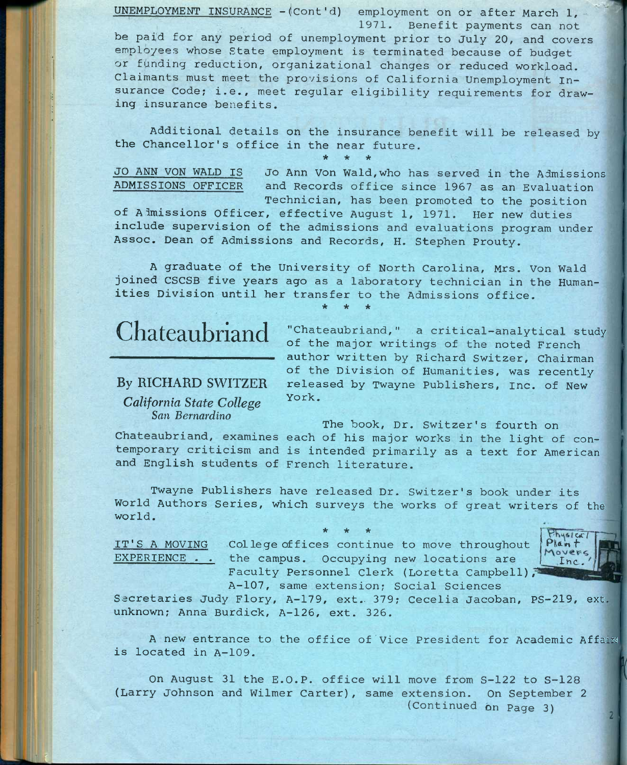UNEMPLOYMENT INSURANCE - (Cont'd) employment on or after March 1, 1971. Benefit payments can not be paid for any period of unemployment prior to July 20, and covers employees whose State employment is terminated because of budget or funding reduction, organizational changes or reduced workload. Claimants must meet the provisions of California Unemployment Insurance Code; i.e., meet regular eligibility requirements for drawing insurance benefits.

Additional details on the insurance benefit will be released by the Chancellor's office in the near future.

\* \* \*

JO ANN VON WALD IS ADMISSIONS OFFICER Jo Ann Von Wald, who has served in the Admissions and Records office since 1967 as an Evaluation Technician, has been promoted to the position of Admissions Officer, effective August 1, 1971. Her new duties include supervision of the admissions and evaluations program under Assoc. Dean of Admissions and Records, H. Stephen Prouty.

A graduate of the University of North Carolina, Mrs. Von Wald joined CSCSB five years ago as a laboratory technician in the Humanities Division until her transfer to the Admissions office.

\* \* \*

# Chateaubriand

By RICHARD SWITZER

*California State College San Bernardino*

"Chateaubriand," a critical-analytical study of the major writings of the noted French author written by Richard Switzer, Chairman of the Division of Humanities, was recently released by Twayne Publishers, Inc. of New York.

The book, Dr. Switzer's fourth on Chateaubriand, examines each of his major works in the light of contemporary criticism and is intended primarily as a text for American and English students of French literature.

Twayne Publishers have released Dr. Switzer's book under its World Authors Series, which surveys the works of great writers of the world.

\* \* \*

IT'S A MOVING EXPERIENCE . . College offices continue to move throughout the campus. Occupying new locations are Faculty Personnel Clerk (Loretta Campbell), A-107, same extension; Social Sciences Secretaries Judy Flory, A-179, ext. 379; Cecelia Jacoban, PS-219, ext. unknown; Anna Burdick, A-126, ext. 326.

A new entrance to the office of Vice President for Academic Affairs is located in A-109.

On August 31 the E.O.P. office will move from S-122 to S-128 (Larry Johnson and Wilmer Carter), same extension. On September 2

(Continued on Page 3)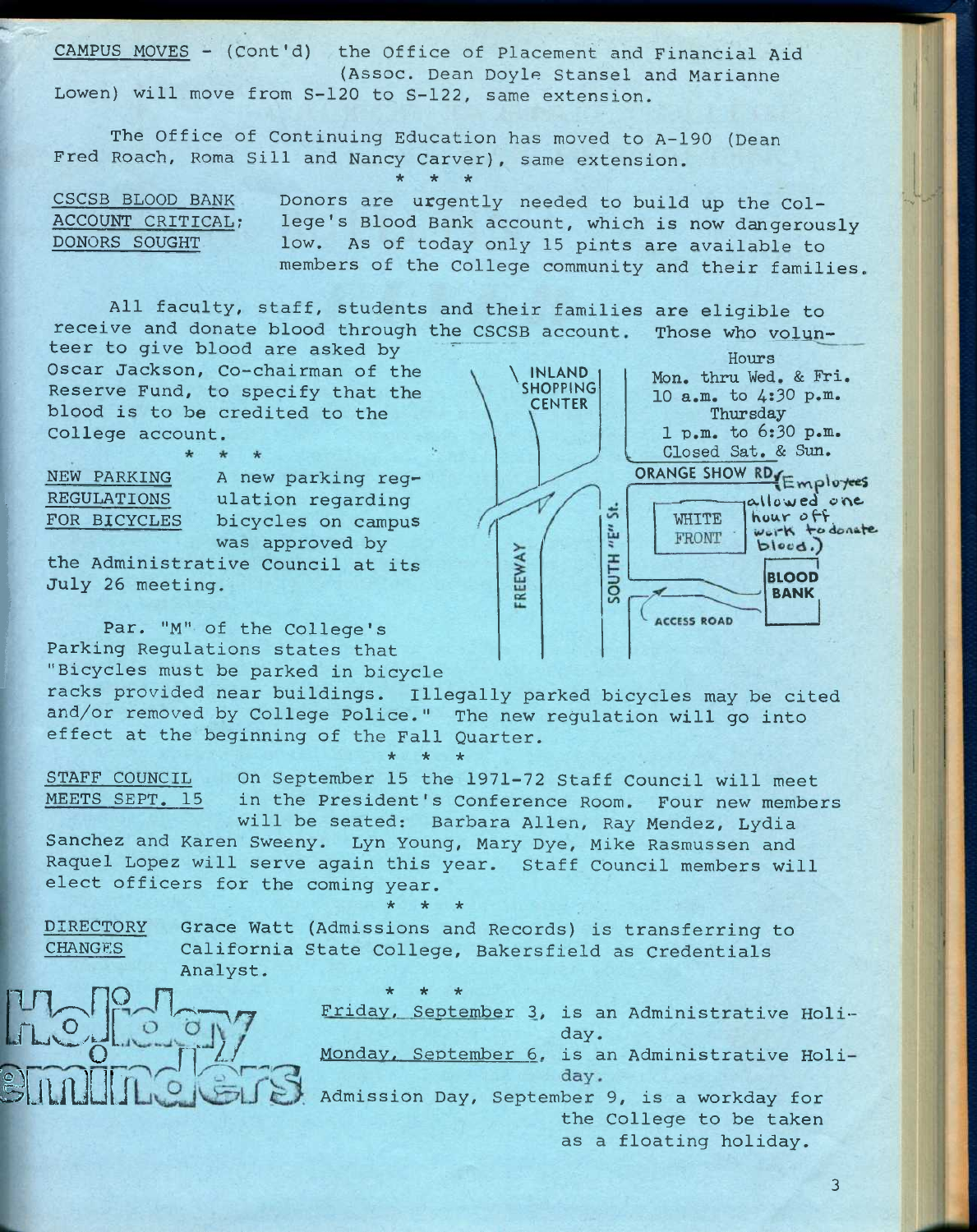CAMPUS MOVES - (Cont'd) the Office of Placement and Financial Aid (Assoc. Dean Doyle Stansel and Marianne Lowen) will move from S-120 to S-122, same extension.

The Office of Continuing Education has moved to A-190 (Dean Fred Roach, Roma Sill and Nancy Carver), same extension.

\* \* \*

**CSCSB BLOOD BANK ACCOUNT CRITICAL; DONORS SOUGHT** Donors are urgently needed to build up the College's Blood Bank account, which is now dangerously low. As of today only 15 pints are available to members of the College community and their families.

All faculty, staff, students and their families are eligible to receive and donate blood through the CSCSB account. Those who volunteer to give blood are asked by Oscar Jackson, Co-chairman of the Reserve Fund, to specify that the blood is to be credited to the College account.

INLAND SHOPPING CENTER

Hours
Mon. thru Wed. & Fri.
10 a.m. to 4:30 p.m.
Thursday
1 p.m. to 6:30 p.m.
Closed Sat. & Sun.

ORANGE SHOW RD

(Employees allowed one hour off work to donate blood.)

WHITE FRONT

FREEWAY

SOUTH "E" St.

BLOOD BANK

ACCESS ROAD

\* \* \*

**NEW PARKING REGULATIONS FOR BICYCLES** A new parking regulation regarding bicycles on campus was approved by the Administrative Council at its July 26 meeting.

Par. "M" of the College's Parking Regulations states that "Bicycles must be parked in bicycle racks provided near buildings. Illegally parked bicycles may be cited and/or removed by College Police." The new regulation will go into effect at the beginning of the Fall Quarter.

\* \* \*

**STAFF COUNCIL MEETS SEPT. 15** On September 15 the 1971-72 Staff Council will meet in the President's Conference Room. Four new members will be seated: Barbara Allen, Ray Mendez, Lydia Sanchez and Karen Sweeny. Lyn Young, Mary Dye, Mike Rasmussen and Raquel Lopez will serve again this year. Staff Council members will elect officers for the coming year.

\* \* \*

**DIRECTORY CHANGES** Grace Watt (Admissions and Records) is transferring to California State College, Bakersfield as Credentials Analyst.

\* \* \*

**Holiday Reminders**

Friday, September 3, is an Administrative Holiday.

Monday, September 6, is an Administrative Holiday.

Admission Day, September 9, is a workday for the College to be taken as a floating holiday.